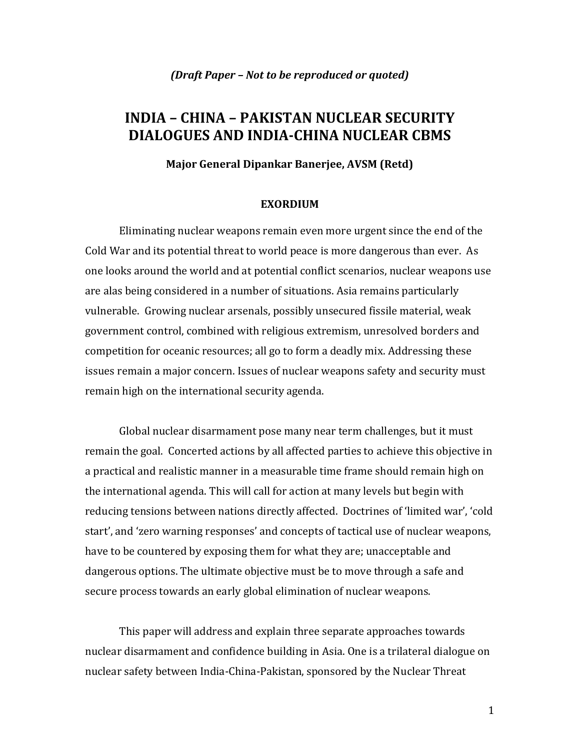*(Draft Paper – Not to be reproduced or quoted)*

# INDIA – CHINA – PAKISTAN NUCLEAR SECURITY DIALOGUES AND INDIA-CHINA NUCLEAR CBMS

**Major General Dipankar Banerjee, AVSM (Retd)**

## EXORDIUM

Eliminating nuclear weapons remain even more urgent since the end of the Cold War and its potential threat to world peace is more dangerous than ever. As one looks around the world and at potential conflict scenarios, nuclear weapons use are alas being considered in a number of situations. Asia remains particularly vulnerable. Growing nuclear arsenals, possibly unsecured fissile material, weak government control, combined with religious extremism, unresolved borders and competition for oceanic resources; all go to form a deadly mix. Addressing these issues remain a major concern. Issues of nuclear weapons safety and security must remain high on the international security agenda.

Global nuclear disarmament pose many near term challenges, but it must remain the goal. Concerted actions by all affected parties to achieve this objective in a practical and realistic manner in a measurable time frame should remain high on the international agenda. This will call for action at many levels but begin with reducing tensions between nations directly affected. Doctrines of 'limited war', 'cold start', and 'zero warning responses' and concepts of tactical use of nuclear weapons, have to be countered by exposing them for what they are; unacceptable and dangerous options. The ultimate objective must be to move through a safe and secure process towards an early global elimination of nuclear weapons.

This paper will address and explain three separate approaches towards nuclear disarmament and confidence building in Asia. One is a trilateral dialogue on nuclear safety between India-China-Pakistan, sponsored by the Nuclear Threat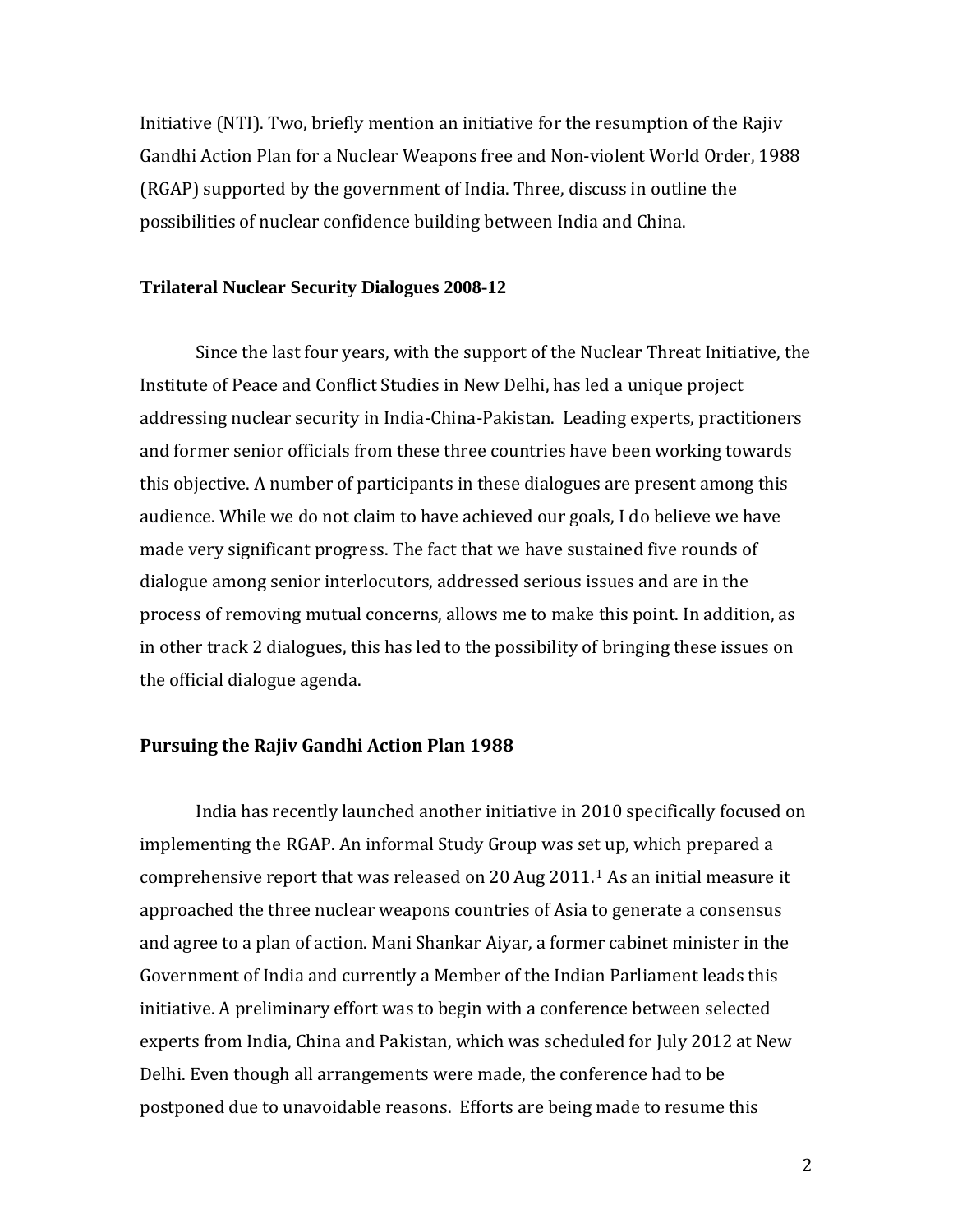Initiative (NTI). Two, briefly mention an initiative for the resumption of the Rajiv Gandhi Action Plan for a Nuclear Weapons free and Non-violent World Order, 1988 (RGAP) supported by the government of India. Three, discuss in outline the possibilities of nuclear confidence building between India and China.

## Trilateral Nuclear Security Dialogues 2008-12

Since the last four years, with the support of the Nuclear Threat Initiative, the Institute of Peace and Conflict Studies in New Delhi, has led a unique project addressing nuclear security in India-China-Pakistan. Leading experts, practitioners and former senior officials from these three countries have been working towards this objective. A number of participants in these dialogues are present among this audience. While we do not claim to have achieved our goals, I do believe we have made very significant progress. The fact that we have sustained five rounds of dialogue among senior interlocutors, addressed serious issues and are in the process of removing mutual concerns, allows me to make this point. In addition, as in other track 2 dialogues, this has led to the possibility of bringing these issues on the official dialogue agenda.

## Pursuing the Rajiv Gandhi Action Plan 1988

India has recently launched another initiative in 2010 specifically focused on implementing the RGAP. An informal Study Group was set up, which prepared a comprehensive report that was released on 20 Aug 2011.[1] As an initial measure it approached the three nuclear weapons countries of Asia to generate a consensus and agree to a plan of action. Mani Shankar Aiyar, a former cabinet minister in the Government of India and currently a Member of the Indian Parliament leads this initiative. A preliminary effort was to begin with a conference between selected experts from India, China and Pakistan, which was scheduled for July 2012 at New Delhi. Even though all arrangements were made, the conference had to be postponed due to unavoidable reasons. Efforts are being made to resume this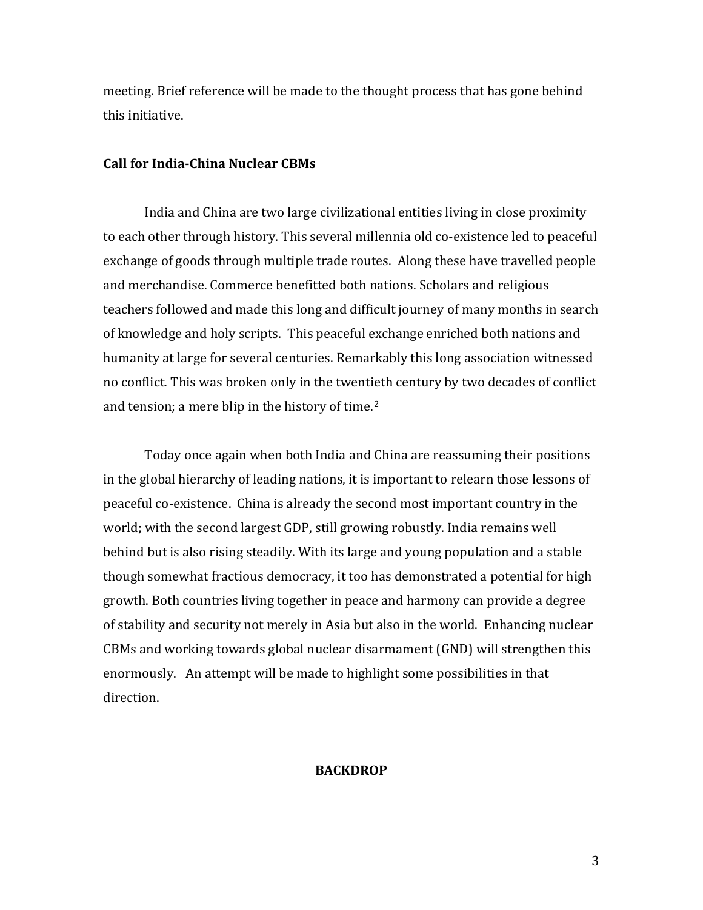meeting. Brief reference will be made to the thought process that has gone behind this initiative.

**Call for India-China Nuclear CBMs**

India and China are two large civilizational entities living in close proximity to each other through history. This several millennia old co-existence led to peaceful exchange of goods through multiple trade routes. Along these have travelled people and merchandise. Commerce benefitted both nations. Scholars and religious teachers followed and made this long and difficult journey of many months in search of knowledge and holy scripts. This peaceful exchange enriched both nations and humanity at large for several centuries. Remarkably this long association witnessed no conflict. This was broken only in the twentieth century by two decades of conflict and tension; a mere blip in the history of time.[2]

Today once again when both India and China are reassuming their positions in the global hierarchy of leading nations, it is important to relearn those lessons of peaceful co-existence. China is already the second most important country in the world; with the second largest GDP, still growing robustly. India remains well behind but is also rising steadily. With its large and young population and a stable though somewhat fractious democracy, it too has demonstrated a potential for high growth. Both countries living together in peace and harmony can provide a degree of stability and security not merely in Asia but also in the world. Enhancing nuclear CBMs and working towards global nuclear disarmament (GND) will strengthen this enormously. An attempt will be made to highlight some possibilities in that direction.

## BACKDROP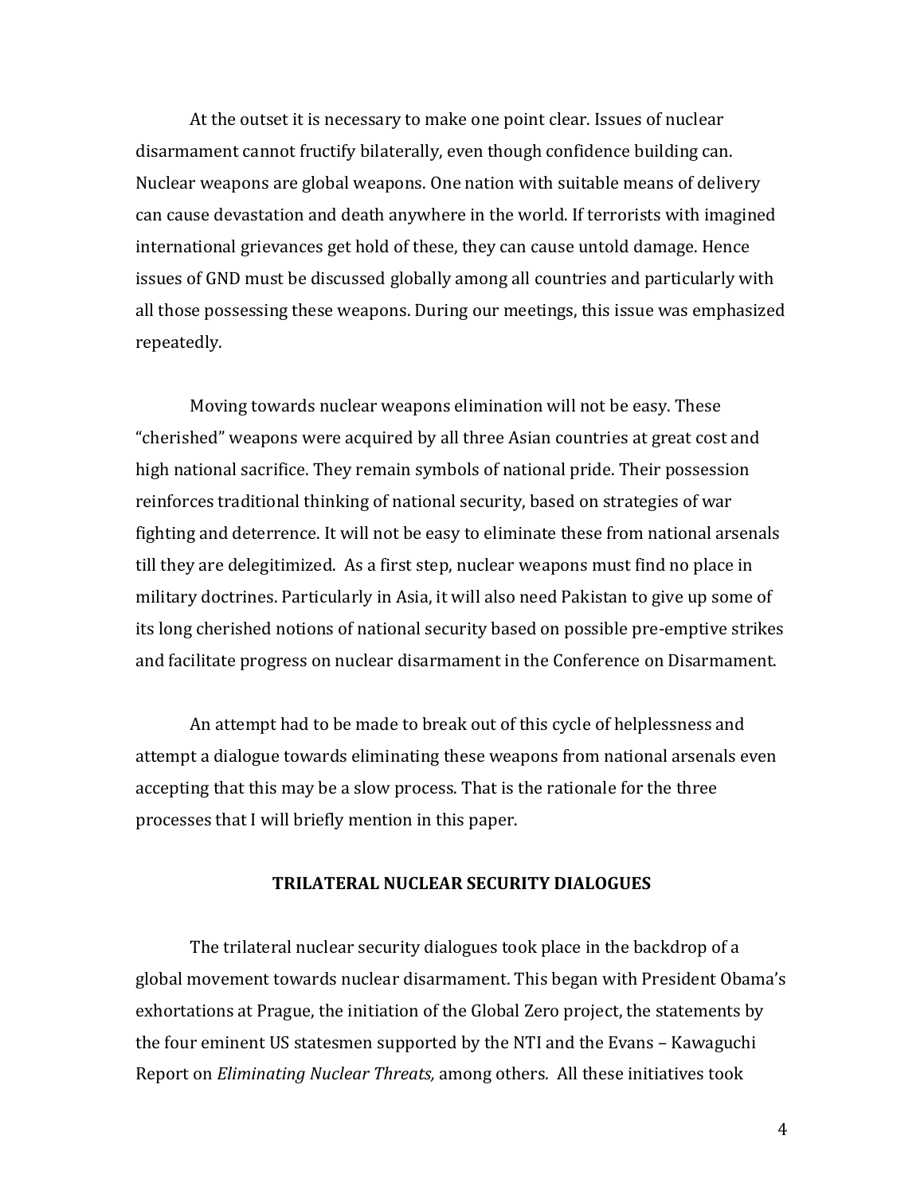At the outset it is necessary to make one point clear. Issues of nuclear disarmament cannot fructify bilaterally, even though confidence building can. Nuclear weapons are global weapons. One nation with suitable means of delivery can cause devastation and death anywhere in the world. If terrorists with imagined international grievances get hold of these, they can cause untold damage. Hence issues of GND must be discussed globally among all countries and particularly with all those possessing these weapons. During our meetings, this issue was emphasized repeatedly.

Moving towards nuclear weapons elimination will not be easy. These "cherished" weapons were acquired by all three Asian countries at great cost and high national sacrifice. They remain symbols of national pride. Their possession reinforces traditional thinking of national security, based on strategies of war fighting and deterrence. It will not be easy to eliminate these from national arsenals till they are delegitimized. As a first step, nuclear weapons must find no place in military doctrines. Particularly in Asia, it will also need Pakistan to give up some of its long cherished notions of national security based on possible pre-emptive strikes and facilitate progress on nuclear disarmament in the Conference on Disarmament.

An attempt had to be made to break out of this cycle of helplessness and attempt a dialogue towards eliminating these weapons from national arsenals even accepting that this may be a slow process. That is the rationale for the three processes that I will briefly mention in this paper.

## TRILATERAL NUCLEAR SECURITY DIALOGUES

The trilateral nuclear security dialogues took place in the backdrop of a global movement towards nuclear disarmament. This began with President Obama's exhortations at Prague, the initiation of the Global Zero project, the statements by the four eminent US statesmen supported by the NTI and the Evans – Kawaguchi Report on *Eliminating Nuclear Threats,* among others. All these initiatives took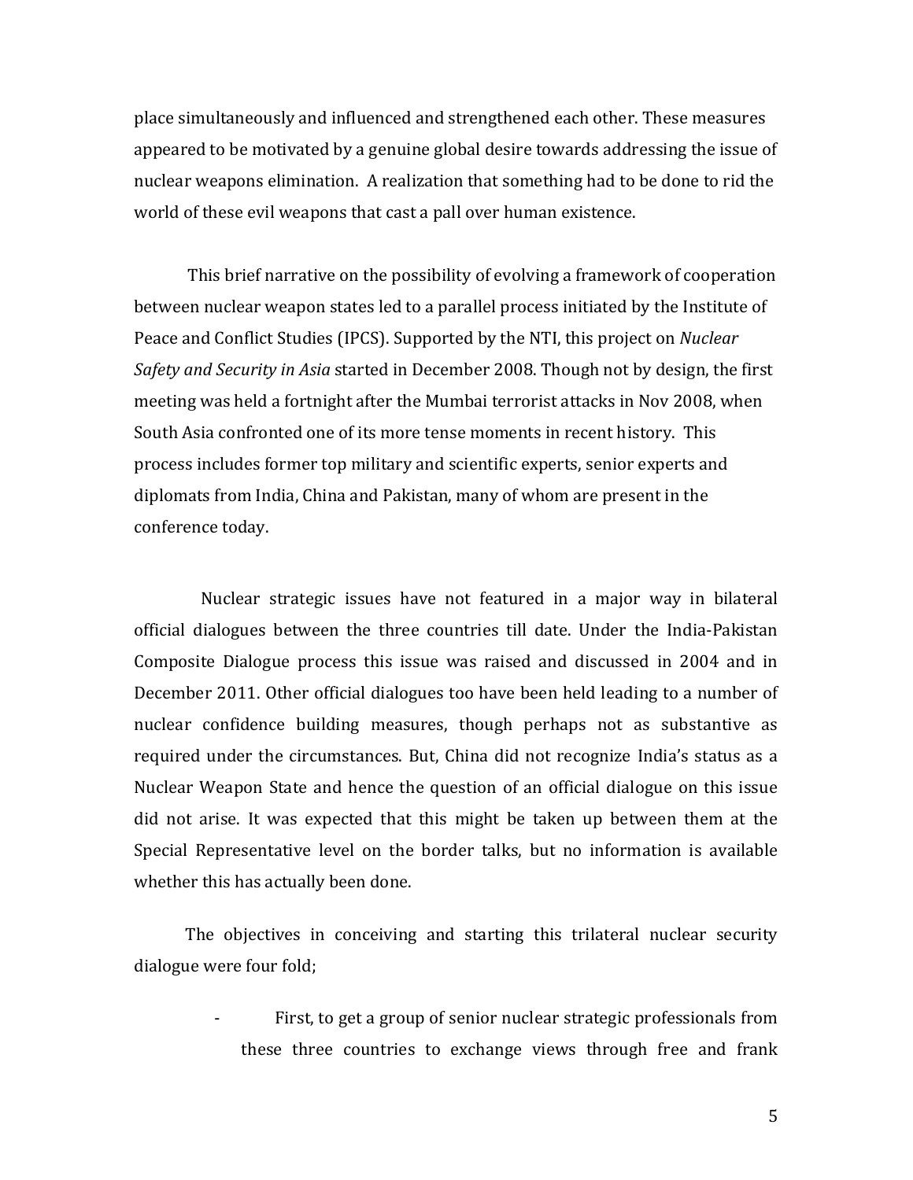place simultaneously and influenced and strengthened each other. These measures appeared to be motivated by a genuine global desire towards addressing the issue of nuclear weapons elimination. A realization that something had to be done to rid the world of these evil weapons that cast a pall over human existence.

This brief narrative on the possibility of evolving a framework of cooperation between nuclear weapon states led to a parallel process initiated by the Institute of Peace and Conflict Studies (IPCS). Supported by the NTI, this project on *Nuclear Safety and Security in Asia* started in December 2008. Though not by design, the first meeting was held a fortnight after the Mumbai terrorist attacks in Nov 2008, when South Asia confronted one of its more tense moments in recent history. This process includes former top military and scientific experts, senior experts and diplomats from India, China and Pakistan, many of whom are present in the conference today.

Nuclear strategic issues have not featured in a major way in bilateral official dialogues between the three countries till date. Under the India-Pakistan Composite Dialogue process this issue was raised and discussed in 2004 and in December 2011. Other official dialogues too have been held leading to a number of nuclear confidence building measures, though perhaps not as substantive as required under the circumstances. But, China did not recognize India's status as a Nuclear Weapon State and hence the question of an official dialogue on this issue did not arise. It was expected that this might be taken up between them at the Special Representative level on the border talks, but no information is available whether this has actually been done.

The objectives in conceiving and starting this trilateral nuclear security dialogue were four fold;

- First, to get a group of senior nuclear strategic professionals from these three countries to exchange views through free and frank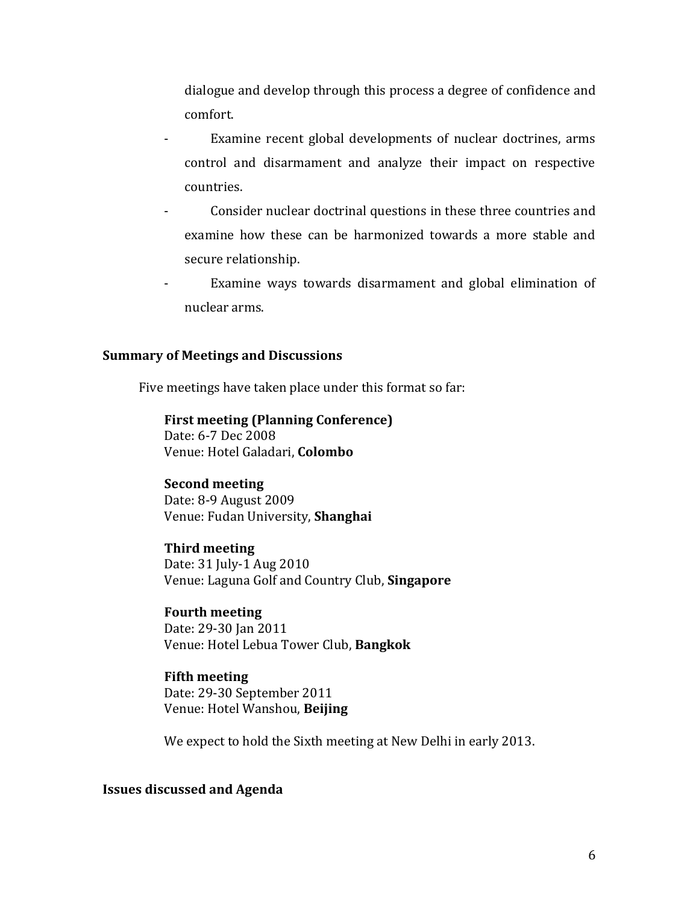dialogue and develop through this process a degree of confidence and comfort.

- Examine recent global developments of nuclear doctrines, arms control and disarmament and analyze their impact on respective countries.
- Consider nuclear doctrinal questions in these three countries and examine how these can be harmonized towards a more stable and secure relationship.
- Examine ways towards disarmament and global elimination of nuclear arms.

**Summary of Meetings and Discussions**

Five meetings have taken place under this format so far:

**First meeting (Planning Conference)**
Date: 6-7 Dec 2008
Venue: Hotel Galadari, **Colombo**

**Second meeting**
Date: 8-9 August 2009
Venue: Fudan University, **Shanghai**

**Third meeting**
Date: 31 July-1 Aug 2010
Venue: Laguna Golf and Country Club, **Singapore**

**Fourth meeting**
Date: 29-30 Jan 2011
Venue: Hotel Lebua Tower Club, **Bangkok**

**Fifth meeting**
Date: 29-30 September 2011
Venue: Hotel Wanshou, **Beijing**

We expect to hold the Sixth meeting at New Delhi in early 2013.

**Issues discussed and Agenda**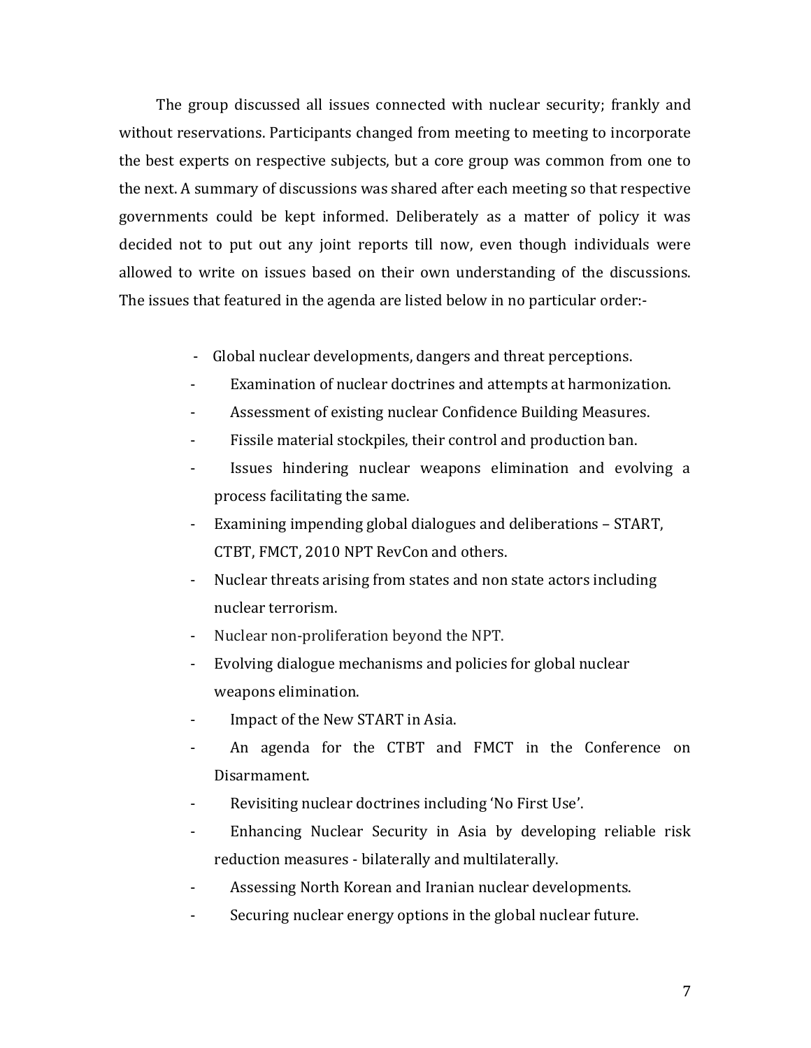The group discussed all issues connected with nuclear security; frankly and without reservations. Participants changed from meeting to meeting to incorporate the best experts on respective subjects, but a core group was common from one to the next. A summary of discussions was shared after each meeting so that respective governments could be kept informed. Deliberately as a matter of policy it was decided not to put out any joint reports till now, even though individuals were allowed to write on issues based on their own understanding of the discussions. The issues that featured in the agenda are listed below in no particular order:-

- Global nuclear developments, dangers and threat perceptions.
- Examination of nuclear doctrines and attempts at harmonization.
- Assessment of existing nuclear Confidence Building Measures.
- Fissile material stockpiles, their control and production ban.
- Issues hindering nuclear weapons elimination and evolving a process facilitating the same.
- Examining impending global dialogues and deliberations – START, CTBT, FMCT, 2010 NPT RevCon and others.
- Nuclear threats arising from states and non state actors including nuclear terrorism.
- Nuclear non-proliferation beyond the NPT.
- Evolving dialogue mechanisms and policies for global nuclear weapons elimination.
- Impact of the New START in Asia.
- An agenda for the CTBT and FMCT in the Conference on Disarmament.
- Revisiting nuclear doctrines including 'No First Use'.
- Enhancing Nuclear Security in Asia by developing reliable risk reduction measures - bilaterally and multilaterally.
- Assessing North Korean and Iranian nuclear developments.
- Securing nuclear energy options in the global nuclear future.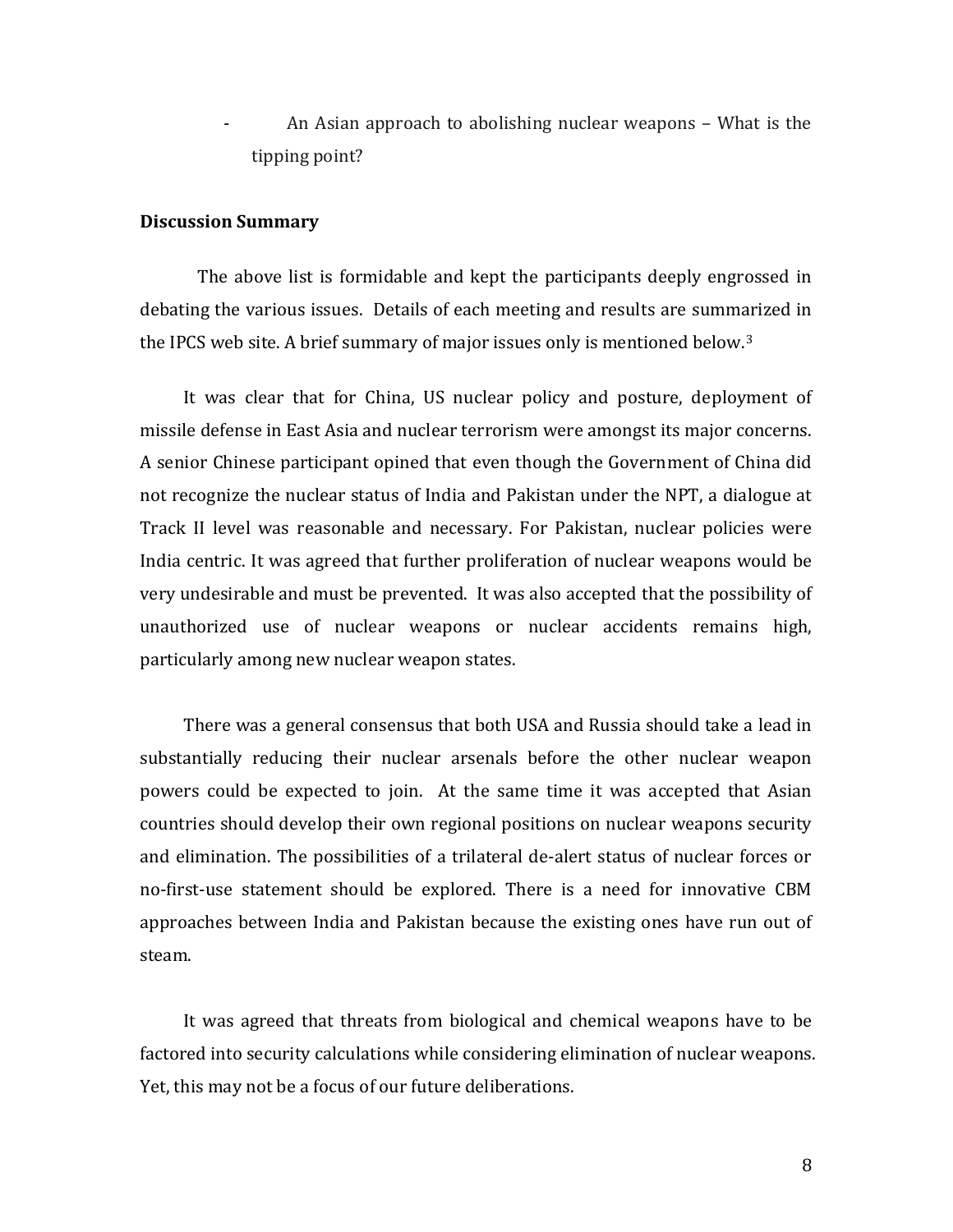- An Asian approach to abolishing nuclear weapons – What is the tipping point?

**Discussion Summary**

The above list is formidable and kept the participants deeply engrossed in debating the various issues. Details of each meeting and results are summarized in the IPCS web site. A brief summary of major issues only is mentioned below.[3]

It was clear that for China, US nuclear policy and posture, deployment of missile defense in East Asia and nuclear terrorism were amongst its major concerns. A senior Chinese participant opined that even though the Government of China did not recognize the nuclear status of India and Pakistan under the NPT, a dialogue at Track II level was reasonable and necessary. For Pakistan, nuclear policies were India centric. It was agreed that further proliferation of nuclear weapons would be very undesirable and must be prevented. It was also accepted that the possibility of unauthorized use of nuclear weapons or nuclear accidents remains high, particularly among new nuclear weapon states.

There was a general consensus that both USA and Russia should take a lead in substantially reducing their nuclear arsenals before the other nuclear weapon powers could be expected to join. At the same time it was accepted that Asian countries should develop their own regional positions on nuclear weapons security and elimination. The possibilities of a trilateral de-alert status of nuclear forces or no-first-use statement should be explored. There is a need for innovative CBM approaches between India and Pakistan because the existing ones have run out of steam.

It was agreed that threats from biological and chemical weapons have to be factored into security calculations while considering elimination of nuclear weapons. Yet, this may not be a focus of our future deliberations.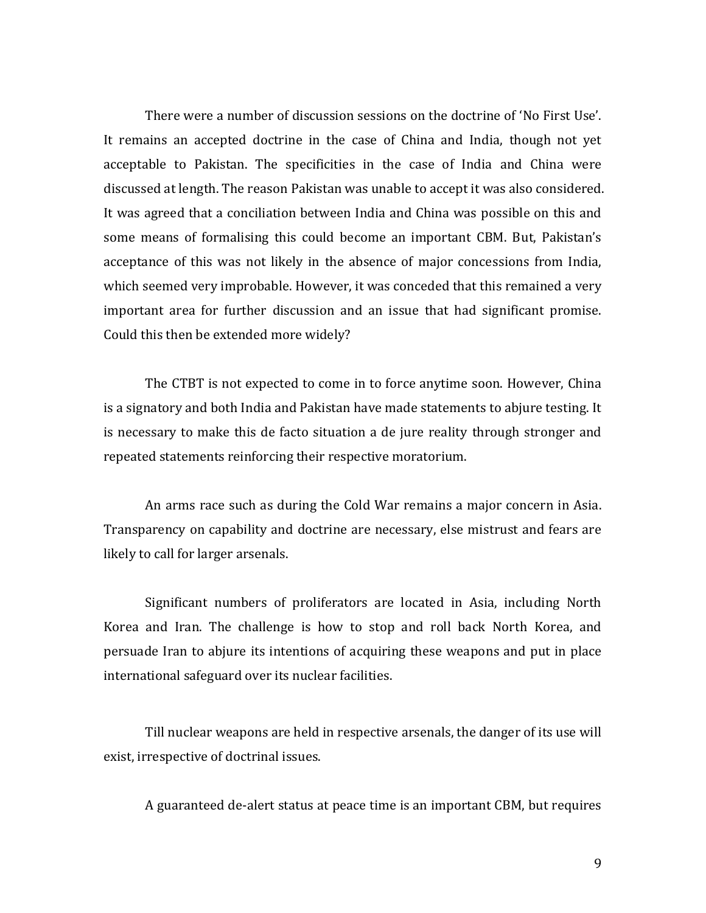There were a number of discussion sessions on the doctrine of 'No First Use'. It remains an accepted doctrine in the case of China and India, though not yet acceptable to Pakistan. The specificities in the case of India and China were discussed at length. The reason Pakistan was unable to accept it was also considered. It was agreed that a conciliation between India and China was possible on this and some means of formalising this could become an important CBM. But, Pakistan's acceptance of this was not likely in the absence of major concessions from India, which seemed very improbable. However, it was conceded that this remained a very important area for further discussion and an issue that had significant promise. Could this then be extended more widely?

The CTBT is not expected to come in to force anytime soon. However, China is a signatory and both India and Pakistan have made statements to abjure testing. It is necessary to make this de facto situation a de jure reality through stronger and repeated statements reinforcing their respective moratorium.

An arms race such as during the Cold War remains a major concern in Asia. Transparency on capability and doctrine are necessary, else mistrust and fears are likely to call for larger arsenals.

Significant numbers of proliferators are located in Asia, including North Korea and Iran. The challenge is how to stop and roll back North Korea, and persuade Iran to abjure its intentions of acquiring these weapons and put in place international safeguard over its nuclear facilities.

Till nuclear weapons are held in respective arsenals, the danger of its use will exist, irrespective of doctrinal issues.

A guaranteed de-alert status at peace time is an important CBM, but requires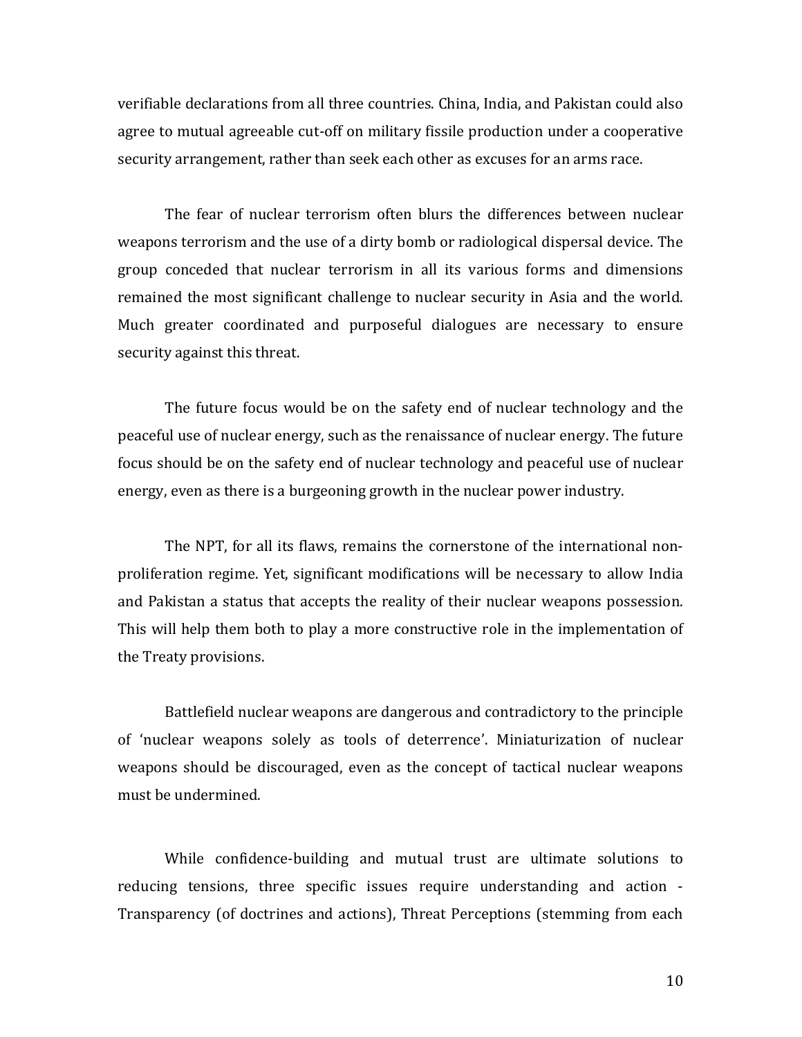verifiable declarations from all three countries. China, India, and Pakistan could also agree to mutual agreeable cut-off on military fissile production under a cooperative security arrangement, rather than seek each other as excuses for an arms race.

The fear of nuclear terrorism often blurs the differences between nuclear weapons terrorism and the use of a dirty bomb or radiological dispersal device. The group conceded that nuclear terrorism in all its various forms and dimensions remained the most significant challenge to nuclear security in Asia and the world. Much greater coordinated and purposeful dialogues are necessary to ensure security against this threat.

The future focus would be on the safety end of nuclear technology and the peaceful use of nuclear energy, such as the renaissance of nuclear energy. The future focus should be on the safety end of nuclear technology and peaceful use of nuclear energy, even as there is a burgeoning growth in the nuclear power industry.

The NPT, for all its flaws, remains the cornerstone of the international non-proliferation regime. Yet, significant modifications will be necessary to allow India and Pakistan a status that accepts the reality of their nuclear weapons possession. This will help them both to play a more constructive role in the implementation of the Treaty provisions.

Battlefield nuclear weapons are dangerous and contradictory to the principle of 'nuclear weapons solely as tools of deterrence'. Miniaturization of nuclear weapons should be discouraged, even as the concept of tactical nuclear weapons must be undermined.

While confidence-building and mutual trust are ultimate solutions to reducing tensions, three specific issues require understanding and action - Transparency (of doctrines and actions), Threat Perceptions (stemming from each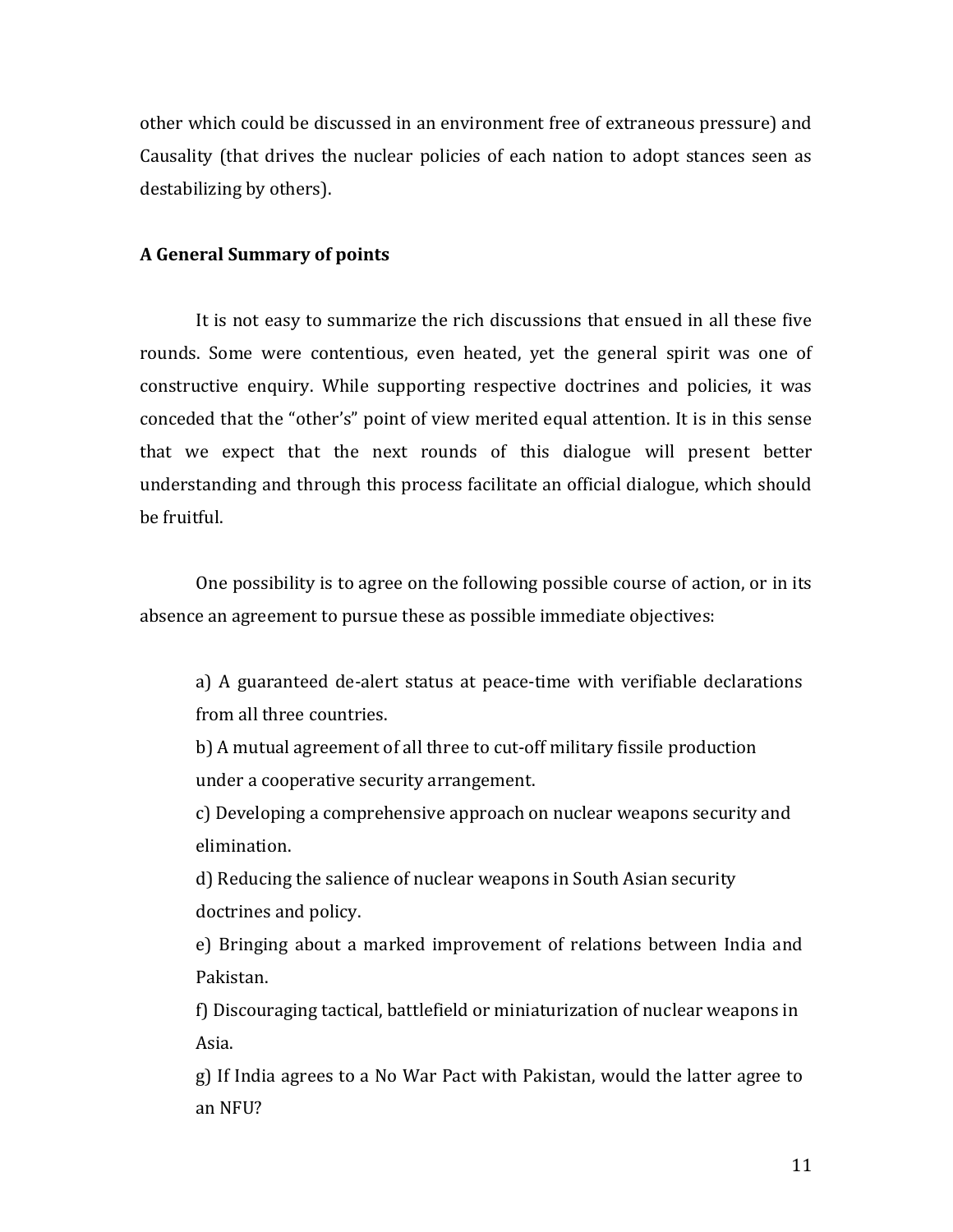other which could be discussed in an environment free of extraneous pressure) and Causality (that drives the nuclear policies of each nation to adopt stances seen as destabilizing by others).

**A General Summary of points**

It is not easy to summarize the rich discussions that ensued in all these five rounds. Some were contentious, even heated, yet the general spirit was one of constructive enquiry. While supporting respective doctrines and policies, it was conceded that the "other's" point of view merited equal attention. It is in this sense that we expect that the next rounds of this dialogue will present better understanding and through this process facilitate an official dialogue, which should be fruitful.

One possibility is to agree on the following possible course of action, or in its absence an agreement to pursue these as possible immediate objectives:

a) A guaranteed de-alert status at peace-time with verifiable declarations from all three countries.

b) A mutual agreement of all three to cut-off military fissile production under a cooperative security arrangement.

c) Developing a comprehensive approach on nuclear weapons security and elimination.

d) Reducing the salience of nuclear weapons in South Asian security doctrines and policy.

e) Bringing about a marked improvement of relations between India and Pakistan.

f) Discouraging tactical, battlefield or miniaturization of nuclear weapons in Asia.

g) If India agrees to a No War Pact with Pakistan, would the latter agree to an NFU?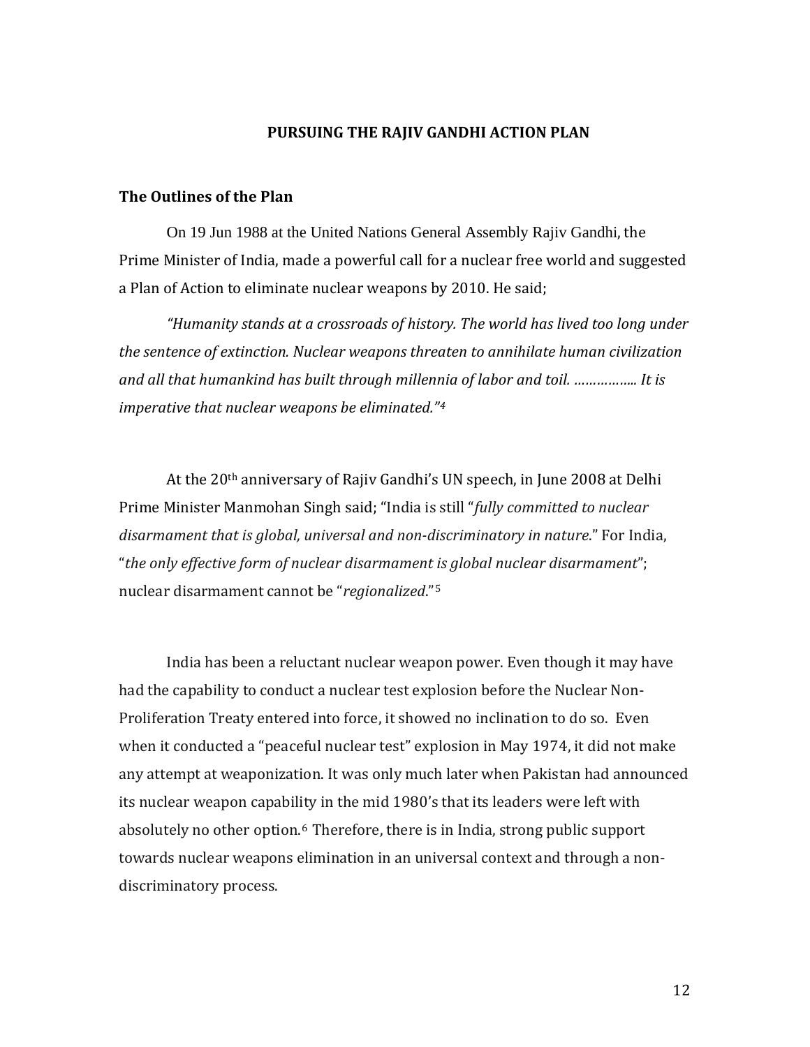## PURSUING THE RAJIV GANDHI ACTION PLAN

### The Outlines of the Plan

On 19 Jun 1988 at the United Nations General Assembly Rajiv Gandhi, the Prime Minister of India, made a powerful call for a nuclear free world and suggested a Plan of Action to eliminate nuclear weapons by 2010. He said;

*"Humanity stands at a crossroads of history. The world has lived too long under the sentence of extinction. Nuclear weapons threaten to annihilate human civilization and all that humankind has built through millennia of labor and toil. …………….. It is imperative that nuclear weapons be eliminated."*[4]

At the 20th anniversary of Rajiv Gandhi's UN speech, in June 2008 at Delhi Prime Minister Manmohan Singh said; "India is still "*fully committed to nuclear disarmament that is global, universal and non-discriminatory in nature*." For India, "*the only effective form of nuclear disarmament is global nuclear disarmament*"; nuclear disarmament cannot be "*regionalized*."[5]

India has been a reluctant nuclear weapon power. Even though it may have had the capability to conduct a nuclear test explosion before the Nuclear Non-Proliferation Treaty entered into force, it showed no inclination to do so. Even when it conducted a "peaceful nuclear test" explosion in May 1974, it did not make any attempt at weaponization. It was only much later when Pakistan had announced its nuclear weapon capability in the mid 1980's that its leaders were left with absolutely no other option.[6] Therefore, there is in India, strong public support towards nuclear weapons elimination in an universal context and through a non-discriminatory process.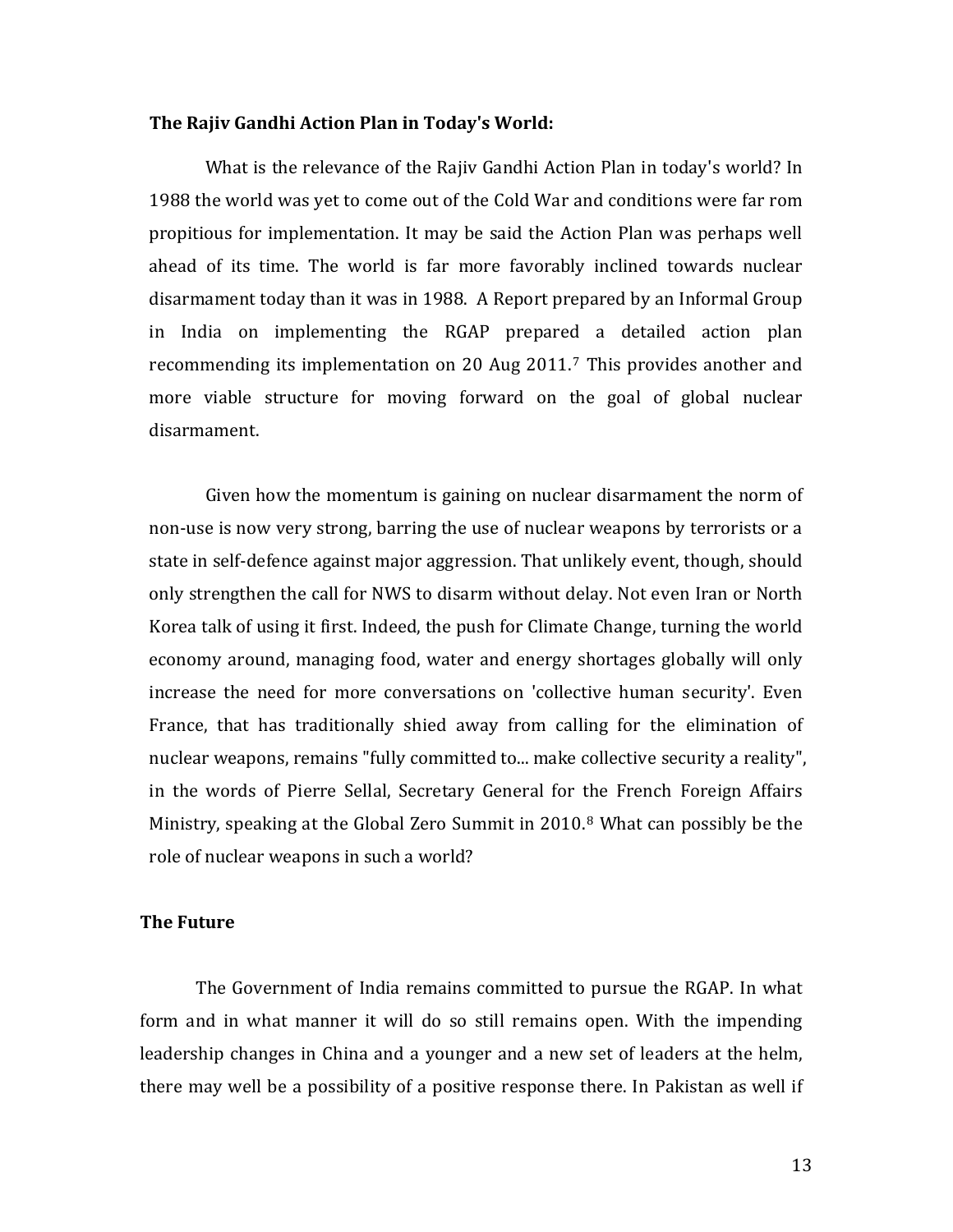**The Rajiv Gandhi Action Plan in Today's World:**

What is the relevance of the Rajiv Gandhi Action Plan in today's world? In 1988 the world was yet to come out of the Cold War and conditions were far rom propitious for implementation. It may be said the Action Plan was perhaps well ahead of its time. The world is far more favorably inclined towards nuclear disarmament today than it was in 1988. A Report prepared by an Informal Group in India on implementing the RGAP prepared a detailed action plan recommending its implementation on 20 Aug 2011.[7] This provides another and more viable structure for moving forward on the goal of global nuclear disarmament.

Given how the momentum is gaining on nuclear disarmament the norm of non-use is now very strong, barring the use of nuclear weapons by terrorists or a state in self-defence against major aggression. That unlikely event, though, should only strengthen the call for NWS to disarm without delay. Not even Iran or North Korea talk of using it first. Indeed, the push for Climate Change, turning the world economy around, managing food, water and energy shortages globally will only increase the need for more conversations on 'collective human security'. Even France, that has traditionally shied away from calling for the elimination of nuclear weapons, remains "fully committed to... make collective security a reality", in the words of Pierre Sellal, Secretary General for the French Foreign Affairs Ministry, speaking at the Global Zero Summit in 2010.[8] What can possibly be the role of nuclear weapons in such a world?

**The Future**

The Government of India remains committed to pursue the RGAP. In what form and in what manner it will do so still remains open. With the impending leadership changes in China and a younger and a new set of leaders at the helm, there may well be a possibility of a positive response there. In Pakistan as well if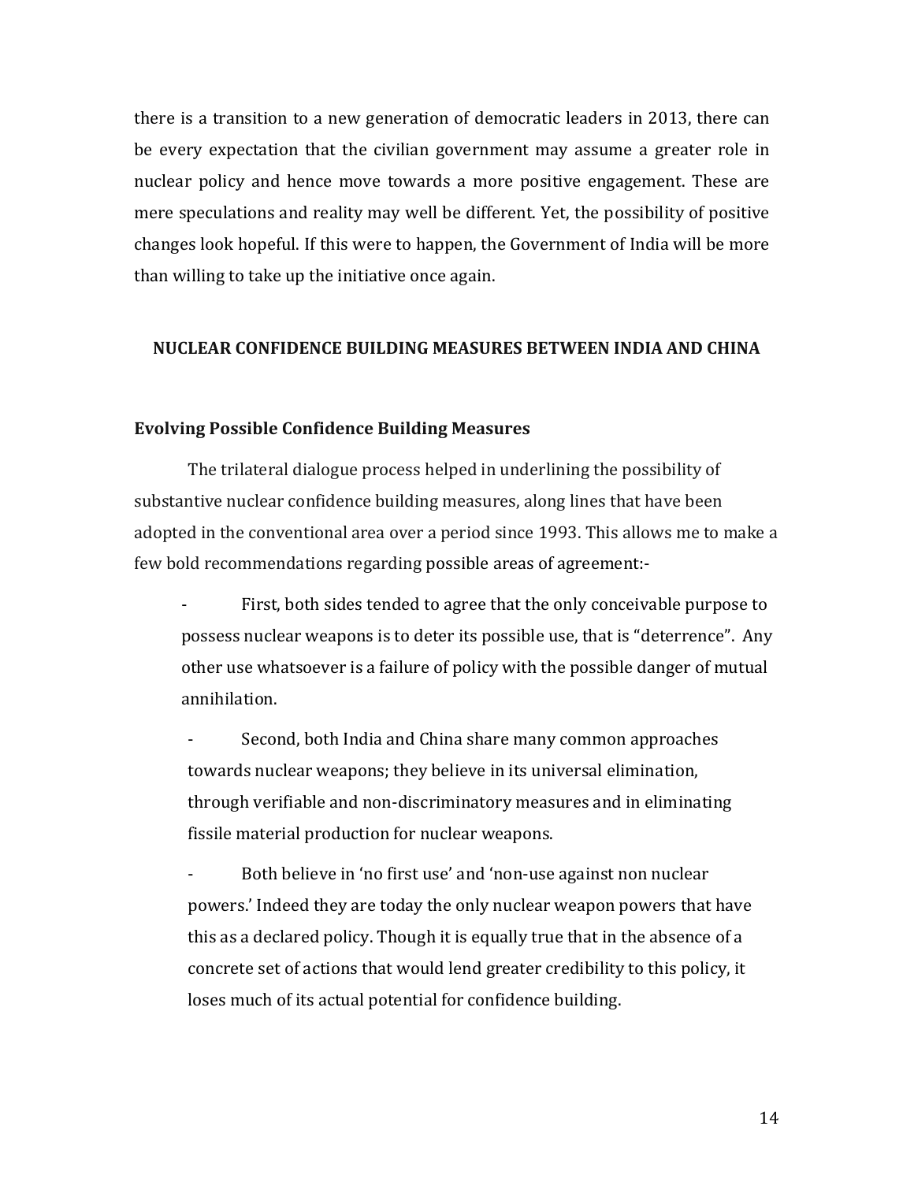there is a transition to a new generation of democratic leaders in 2013, there can be every expectation that the civilian government may assume a greater role in nuclear policy and hence move towards a more positive engagement. These are mere speculations and reality may well be different. Yet, the possibility of positive changes look hopeful. If this were to happen, the Government of India will be more than willing to take up the initiative once again.

## NUCLEAR CONFIDENCE BUILDING MEASURES BETWEEN INDIA AND CHINA

### Evolving Possible Confidence Building Measures

The trilateral dialogue process helped in underlining the possibility of substantive nuclear confidence building measures, along lines that have been adopted in the conventional area over a period since 1993. This allows me to make a few bold recommendations regarding possible areas of agreement:-

- First, both sides tended to agree that the only conceivable purpose to possess nuclear weapons is to deter its possible use, that is "deterrence". Any other use whatsoever is a failure of policy with the possible danger of mutual annihilation.

- Second, both India and China share many common approaches towards nuclear weapons; they believe in its universal elimination, through verifiable and non-discriminatory measures and in eliminating fissile material production for nuclear weapons.

- Both believe in 'no first use' and 'non-use against non nuclear powers.' Indeed they are today the only nuclear weapon powers that have this as a declared policy. Though it is equally true that in the absence of a concrete set of actions that would lend greater credibility to this policy, it loses much of its actual potential for confidence building.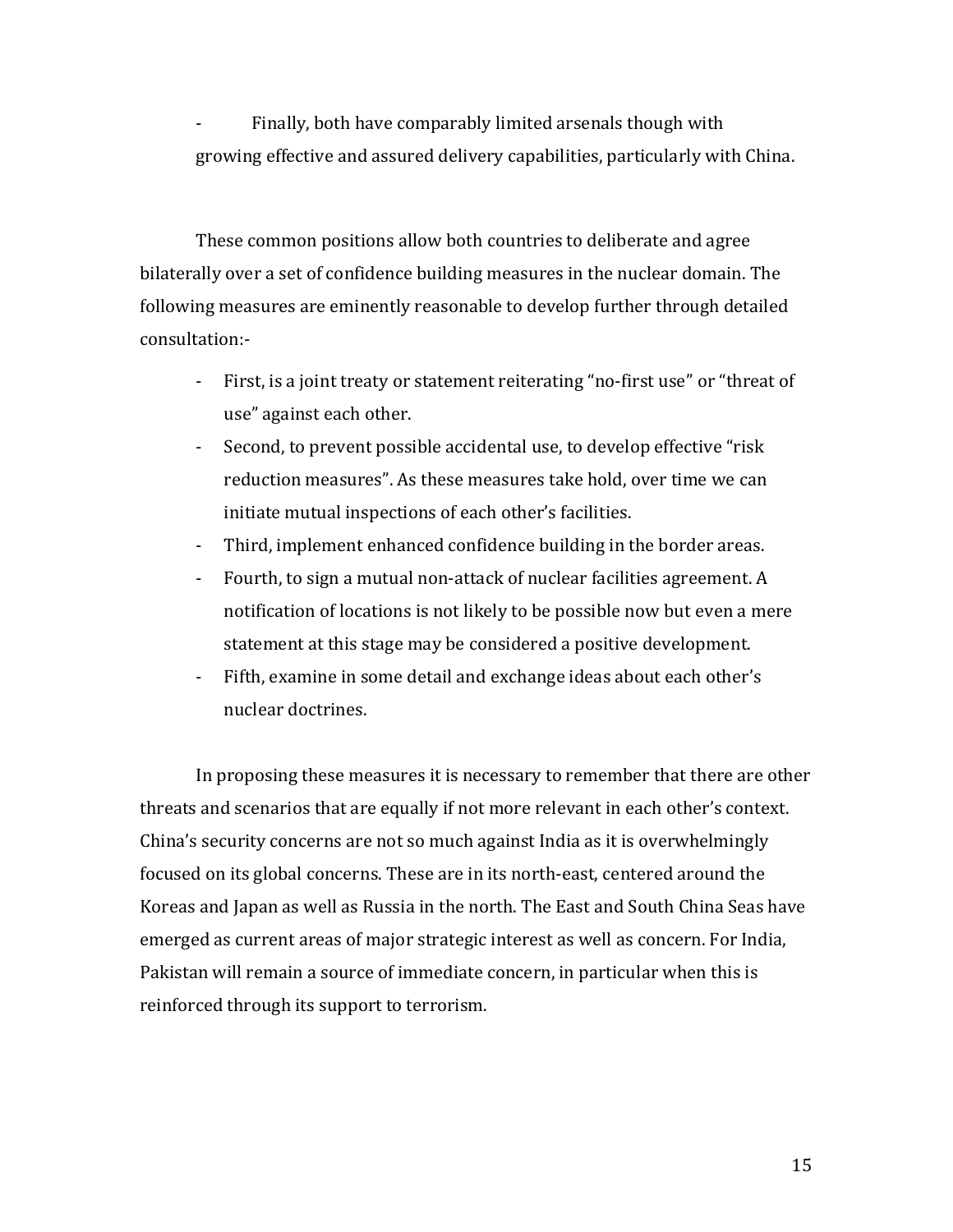- Finally, both have comparably limited arsenals though with growing effective and assured delivery capabilities, particularly with China.

These common positions allow both countries to deliberate and agree bilaterally over a set of confidence building measures in the nuclear domain. The following measures are eminently reasonable to develop further through detailed consultation:-

- First, is a joint treaty or statement reiterating "no-first use" or "threat of use" against each other.
- Second, to prevent possible accidental use, to develop effective "risk reduction measures". As these measures take hold, over time we can initiate mutual inspections of each other's facilities.
- Third, implement enhanced confidence building in the border areas.
- Fourth, to sign a mutual non-attack of nuclear facilities agreement. A notification of locations is not likely to be possible now but even a mere statement at this stage may be considered a positive development.
- Fifth, examine in some detail and exchange ideas about each other's nuclear doctrines.

In proposing these measures it is necessary to remember that there are other threats and scenarios that are equally if not more relevant in each other's context. China's security concerns are not so much against India as it is overwhelmingly focused on its global concerns. These are in its north-east, centered around the Koreas and Japan as well as Russia in the north. The East and South China Seas have emerged as current areas of major strategic interest as well as concern. For India, Pakistan will remain a source of immediate concern, in particular when this is reinforced through its support to terrorism.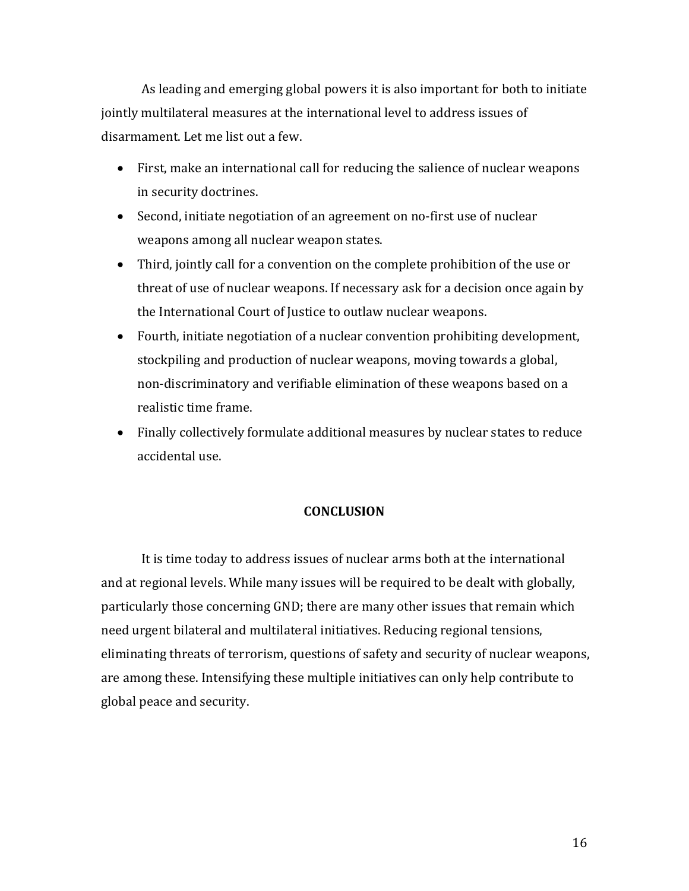As leading and emerging global powers it is also important for both to initiate jointly multilateral measures at the international level to address issues of disarmament. Let me list out a few.

- First, make an international call for reducing the salience of nuclear weapons in security doctrines.
- Second, initiate negotiation of an agreement on no-first use of nuclear weapons among all nuclear weapon states.
- Third, jointly call for a convention on the complete prohibition of the use or threat of use of nuclear weapons. If necessary ask for a decision once again by the International Court of Justice to outlaw nuclear weapons.
- Fourth, initiate negotiation of a nuclear convention prohibiting development, stockpiling and production of nuclear weapons, moving towards a global, non-discriminatory and verifiable elimination of these weapons based on a realistic time frame.
- Finally collectively formulate additional measures by nuclear states to reduce accidental use.

## CONCLUSION

It is time today to address issues of nuclear arms both at the international and at regional levels. While many issues will be required to be dealt with globally, particularly those concerning GND; there are many other issues that remain which need urgent bilateral and multilateral initiatives. Reducing regional tensions, eliminating threats of terrorism, questions of safety and security of nuclear weapons, are among these. Intensifying these multiple initiatives can only help contribute to global peace and security.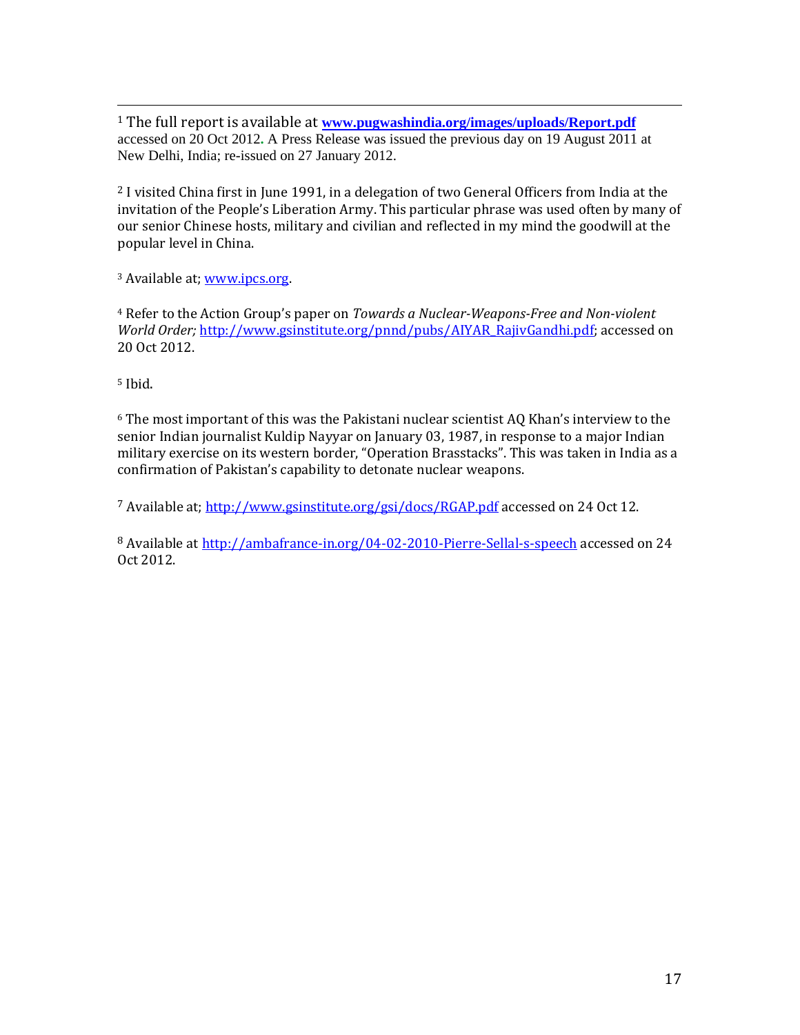[1] The full report is available at **www.pugwashindia.org/images/uploads/Report.pdf** accessed on 20 Oct 2012. A Press Release was issued the previous day on 19 August 2011 at New Delhi, India; re-issued on 27 January 2012.

[2] I visited China first in June 1991, in a delegation of two General Officers from India at the invitation of the People's Liberation Army. This particular phrase was used often by many of our senior Chinese hosts, military and civilian and reflected in my mind the goodwill at the popular level in China.

[3] Available at; www.ipcs.org.

[4] Refer to the Action Group's paper on *Towards a Nuclear-Weapons-Free and Non-violent World Order;* http://www.gsinstitute.org/pnnd/pubs/AIYAR_RajivGandhi.pdf; accessed on 20 Oct 2012.

[5] Ibid.

[6] The most important of this was the Pakistani nuclear scientist AQ Khan's interview to the senior Indian journalist Kuldip Nayyar on January 03, 1987, in response to a major Indian military exercise on its western border, "Operation Brasstacks". This was taken in India as a confirmation of Pakistan's capability to detonate nuclear weapons.

[7] Available at; http://www.gsinstitute.org/gsi/docs/RGAP.pdf accessed on 24 Oct 12.

[8] Available at http://ambafrance-in.org/04-02-2010-Pierre-Sellal-s-speech accessed on 24 Oct 2012.